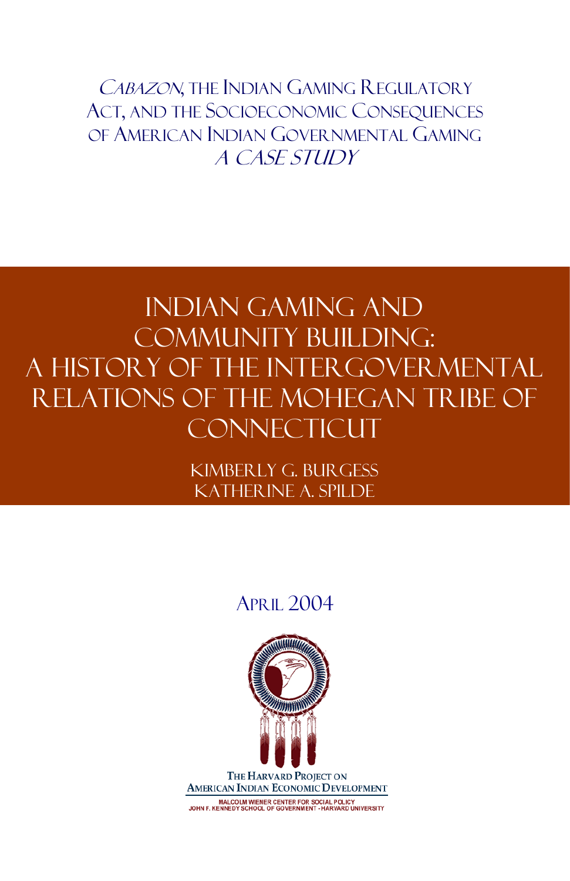*Cabazon*, the Indian Gaming Regulatory Act, and the Socioeconomic Consequences of American Indian Governmental Gaming

*A Case Study*

# Indian Gaming and Community Building: A History of the Intergovermental Relations of the Mohegan Tribe of Connecticut

Kimberly G. Burgess

Katherine A. Spilde

April 2004

The Harvard Project on American Indian Economic Development

Malcolm Wiener Center for Social Policy

John F. Kennedy School of Government - Harvard University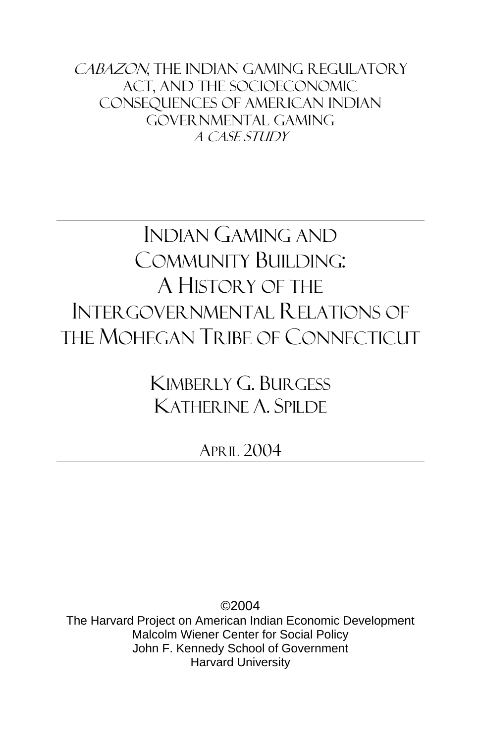*Cabazon*, The Indian Gaming Regulatory Act, and the Socioeconomic Consequences of American Indian Governmental Gaming

*A Case Study*

---

# Indian Gaming and Community Building: A History of the Intergovernmental Relations of the Mohegan Tribe of Connecticut

Kimberly G. Burgess

Katherine A. Spilde

April 2004

---

©2004

The Harvard Project on American Indian Economic Development

Malcolm Wiener Center for Social Policy

John F. Kennedy School of Government

Harvard University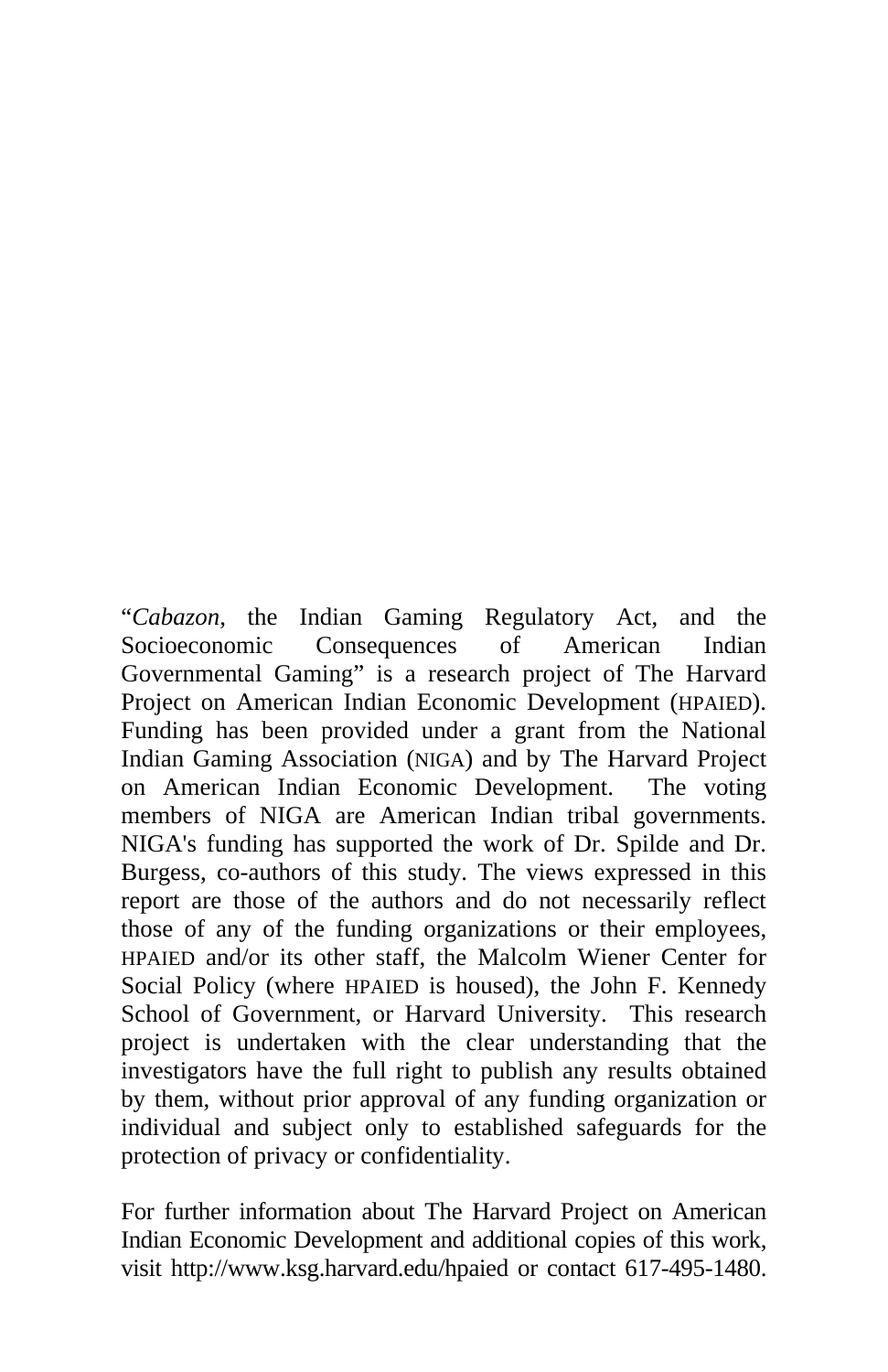"*Cabazon*, the Indian Gaming Regulatory Act, and the Socioeconomic Consequences of American Indian Governmental Gaming" is a research project of The Harvard Project on American Indian Economic Development (HPAIED). Funding has been provided under a grant from the National Indian Gaming Association (NIGA) and by The Harvard Project on American Indian Economic Development. The voting members of NIGA are American Indian tribal governments. NIGA's funding has supported the work of Dr. Spilde and Dr. Burgess, co-authors of this study. The views expressed in this report are those of the authors and do not necessarily reflect those of any of the funding organizations or their employees, HPAIED and/or its other staff, the Malcolm Wiener Center for Social Policy (where HPAIED is housed), the John F. Kennedy School of Government, or Harvard University. This research project is undertaken with the clear understanding that the investigators have the full right to publish any results obtained by them, without prior approval of any funding organization or individual and subject only to established safeguards for the protection of privacy or confidentiality.

For further information about The Harvard Project on American Indian Economic Development and additional copies of this work, visit http://www.ksg.harvard.edu/hpaied or contact 617-495-1480.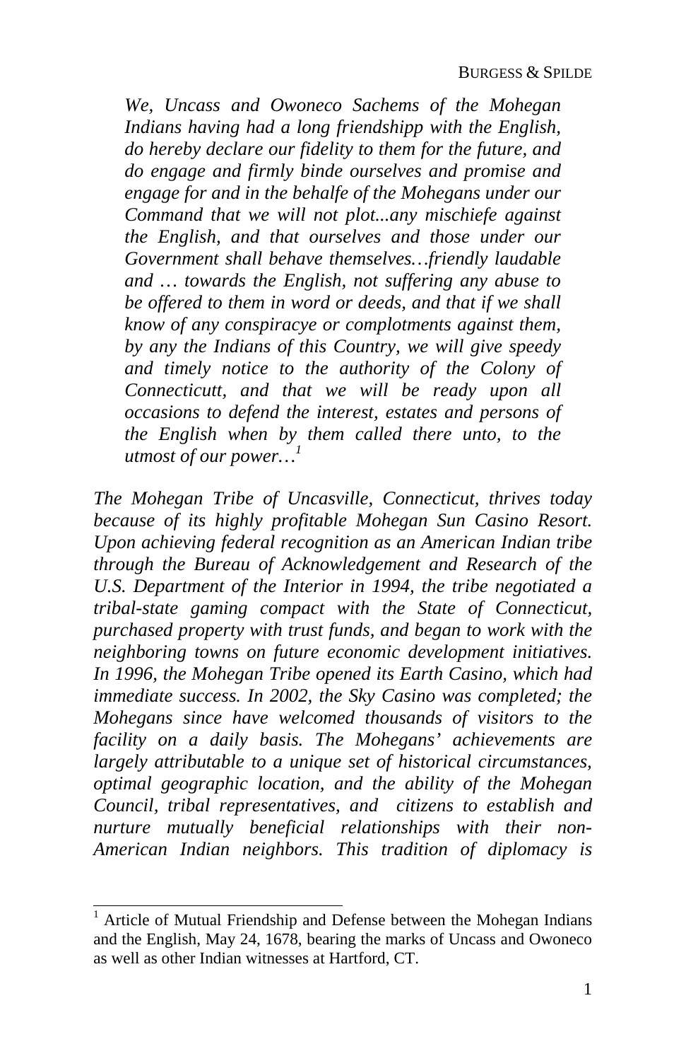> *We, Uncass and Owoneco Sachems of the Mohegan Indians having had a long friendshipp with the English, do hereby declare our fidelity to them for the future, and do engage and firmly binde ourselves and promise and engage for and in the behalfe of the Mohegans under our Command that we will not plot...any mischiefe against the English, and that ourselves and those under our Government shall behave themselves…friendly laudable and … towards the English, not suffering any abuse to be offered to them in word or deeds, and that if we shall know of any conspiracye or complotments against them, by any the Indians of this Country, we will give speedy and timely notice to the authority of the Colony of Connecticutt, and that we will be ready upon all occasions to defend the interest, estates and persons of the English when by them called there unto, to the utmost of our power…*[1]

*The Mohegan Tribe of Uncasville, Connecticut, thrives today because of its highly profitable Mohegan Sun Casino Resort. Upon achieving federal recognition as an American Indian tribe through the Bureau of Acknowledgement and Research of the U.S. Department of the Interior in 1994, the tribe negotiated a tribal-state gaming compact with the State of Connecticut, purchased property with trust funds, and began to work with the neighboring towns on future economic development initiatives. In 1996, the Mohegan Tribe opened its Earth Casino, which had immediate success. In 2002, the Sky Casino was completed; the Mohegans since have welcomed thousands of visitors to the facility on a daily basis. The Mohegans' achievements are largely attributable to a unique set of historical circumstances, optimal geographic location, and the ability of the Mohegan Council, tribal representatives, and citizens to establish and nurture mutually beneficial relationships with their non-American Indian neighbors. This tradition of diplomacy is*

[1] Article of Mutual Friendship and Defense between the Mohegan Indians and the English, May 24, 1678, bearing the marks of Uncass and Owoneco as well as other Indian witnesses at Hartford, CT.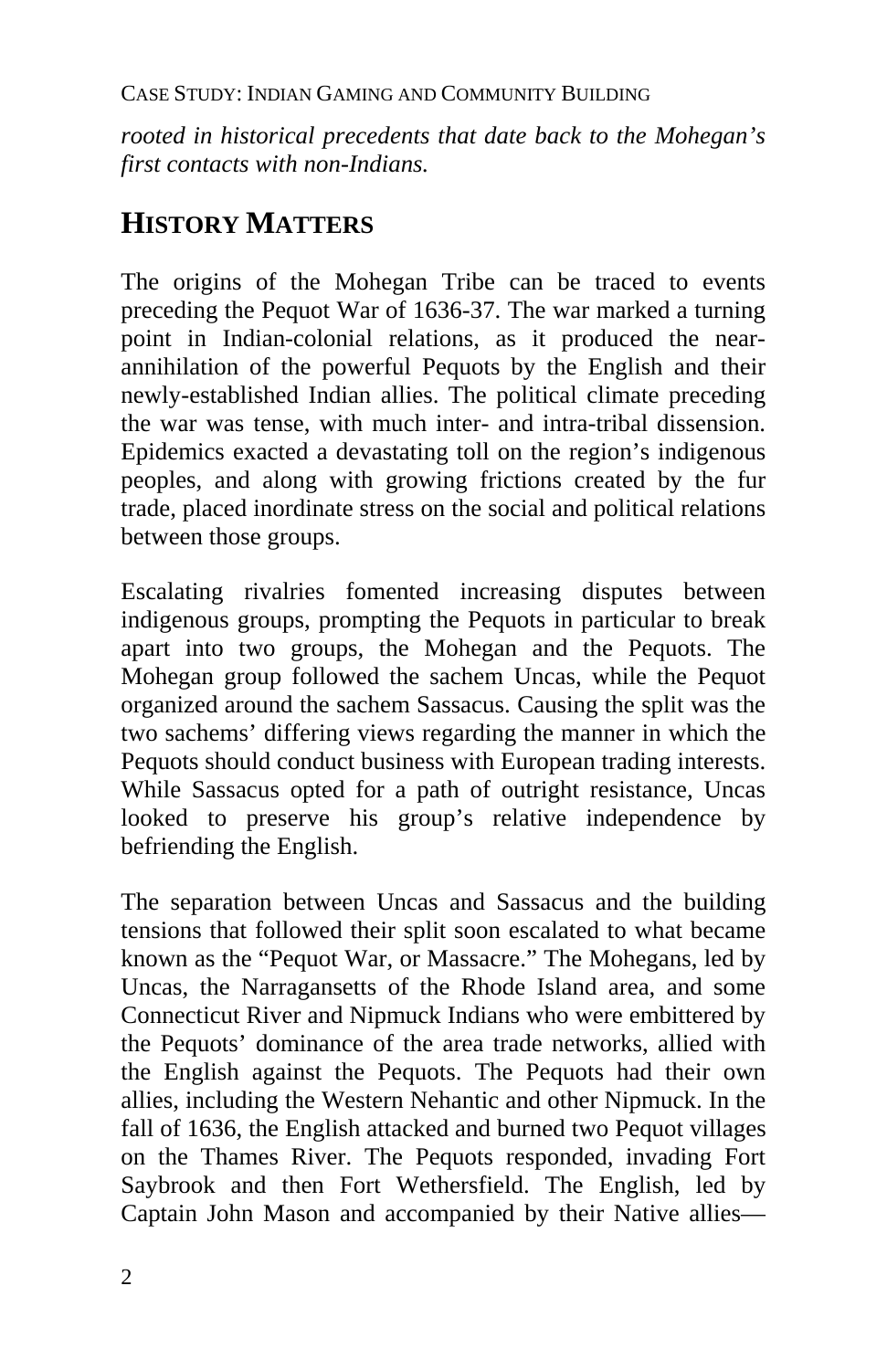*rooted in historical precedents that date back to the Mohegan's first contacts with non-Indians.*

## HISTORY MATTERS

The origins of the Mohegan Tribe can be traced to events preceding the Pequot War of 1636-37. The war marked a turning point in Indian-colonial relations, as it produced the near-annihilation of the powerful Pequots by the English and their newly-established Indian allies. The political climate preceding the war was tense, with much inter- and intra-tribal dissension. Epidemics exacted a devastating toll on the region's indigenous peoples, and along with growing frictions created by the fur trade, placed inordinate stress on the social and political relations between those groups.

Escalating rivalries fomented increasing disputes between indigenous groups, prompting the Pequots in particular to break apart into two groups, the Mohegan and the Pequots. The Mohegan group followed the sachem Uncas, while the Pequot organized around the sachem Sassacus. Causing the split was the two sachems' differing views regarding the manner in which the Pequots should conduct business with European trading interests. While Sassacus opted for a path of outright resistance, Uncas looked to preserve his group's relative independence by befriending the English.

The separation between Uncas and Sassacus and the building tensions that followed their split soon escalated to what became known as the "Pequot War, or Massacre." The Mohegans, led by Uncas, the Narragansetts of the Rhode Island area, and some Connecticut River and Nipmuck Indians who were embittered by the Pequots' dominance of the area trade networks, allied with the English against the Pequots. The Pequots had their own allies, including the Western Nehantic and other Nipmuck. In the fall of 1636, the English attacked and burned two Pequot villages on the Thames River. The Pequots responded, invading Fort Saybrook and then Fort Wethersfield. The English, led by Captain John Mason and accompanied by their Native allies—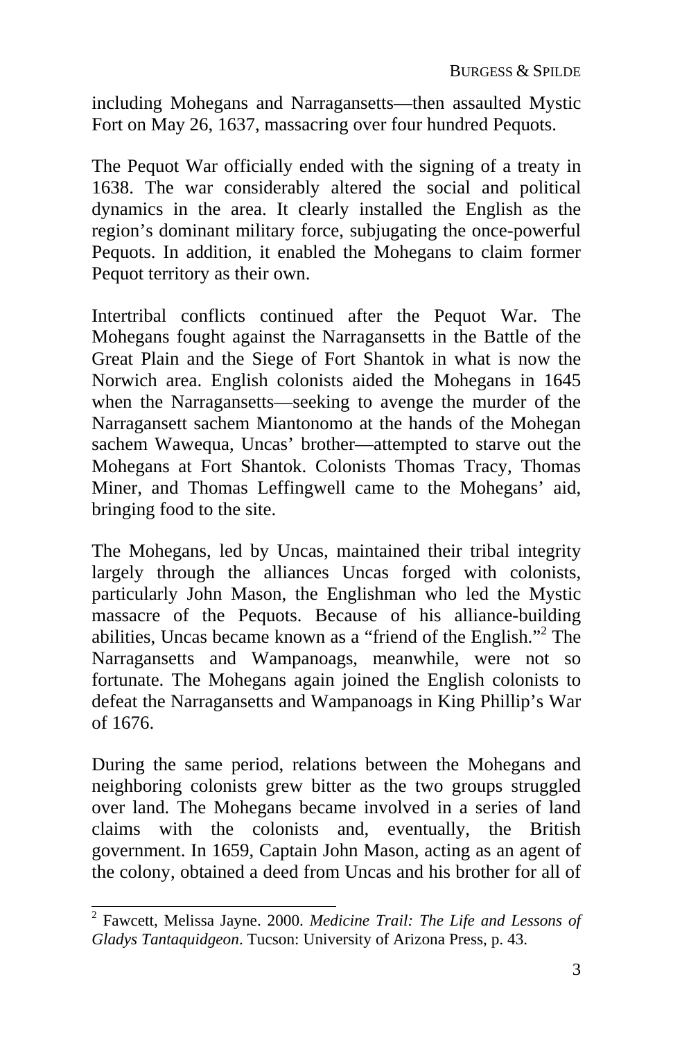including Mohegans and Narragansetts—then assaulted Mystic Fort on May 26, 1637, massacring over four hundred Pequots.

The Pequot War officially ended with the signing of a treaty in 1638. The war considerably altered the social and political dynamics in the area. It clearly installed the English as the region's dominant military force, subjugating the once-powerful Pequots. In addition, it enabled the Mohegans to claim former Pequot territory as their own.

Intertribal conflicts continued after the Pequot War. The Mohegans fought against the Narragansetts in the Battle of the Great Plain and the Siege of Fort Shantok in what is now the Norwich area. English colonists aided the Mohegans in 1645 when the Narragansetts—seeking to avenge the murder of the Narragansett sachem Miantonomo at the hands of the Mohegan sachem Wawequa, Uncas' brother—attempted to starve out the Mohegans at Fort Shantok. Colonists Thomas Tracy, Thomas Miner, and Thomas Leffingwell came to the Mohegans' aid, bringing food to the site.

The Mohegans, led by Uncas, maintained their tribal integrity largely through the alliances Uncas forged with colonists, particularly John Mason, the Englishman who led the Mystic massacre of the Pequots. Because of his alliance-building abilities, Uncas became known as a "friend of the English."[2] The Narragansetts and Wampanoags, meanwhile, were not so fortunate. The Mohegans again joined the English colonists to defeat the Narragansetts and Wampanoags in King Phillip's War of 1676.

During the same period, relations between the Mohegans and neighboring colonists grew bitter as the two groups struggled over land. The Mohegans became involved in a series of land claims with the colonists and, eventually, the British government. In 1659, Captain John Mason, acting as an agent of the colony, obtained a deed from Uncas and his brother for all of

[2] Fawcett, Melissa Jayne. 2000. *Medicine Trail: The Life and Lessons of Gladys Tantaquidgeon*. Tucson: University of Arizona Press, p. 43.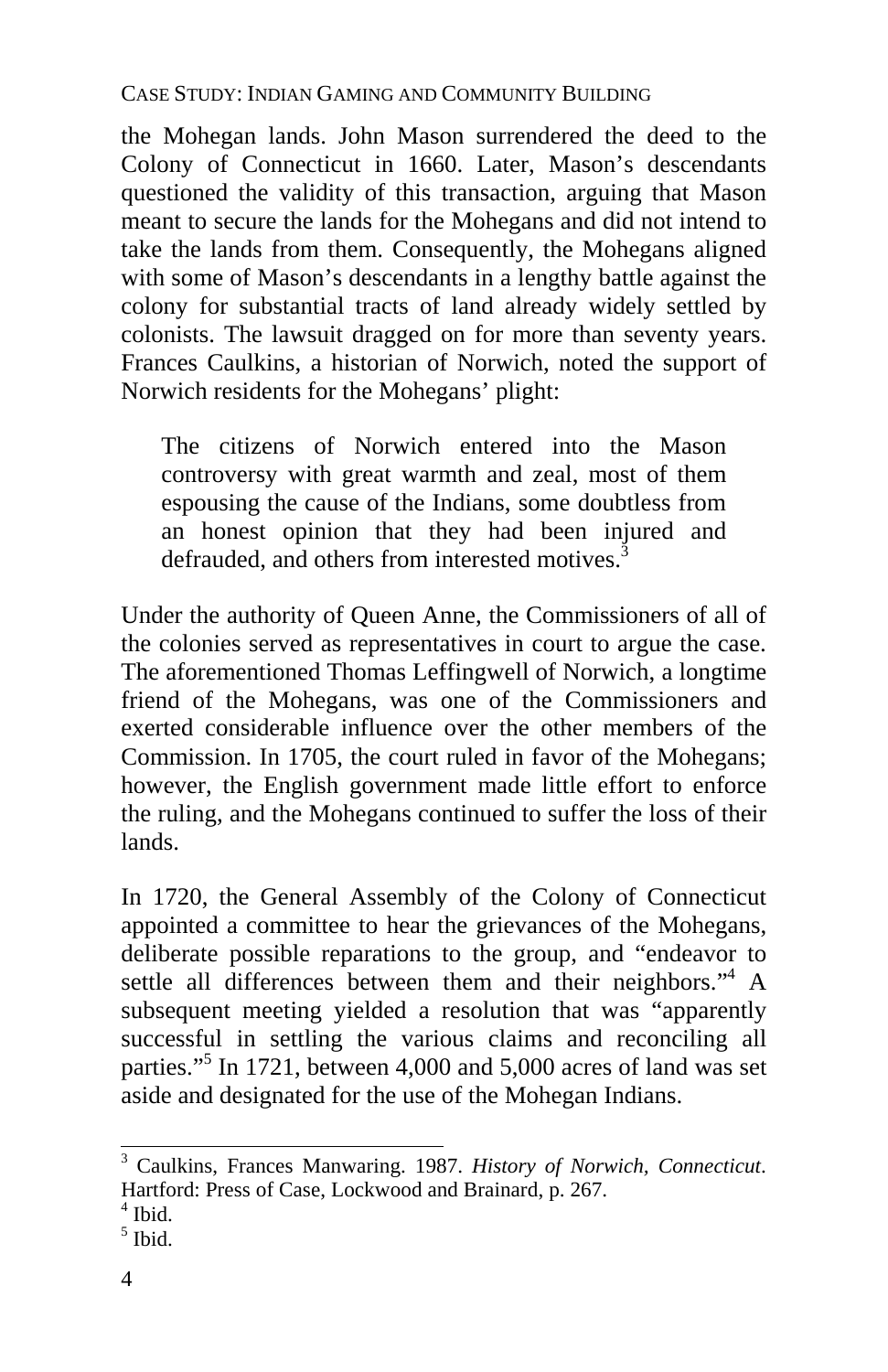the Mohegan lands. John Mason surrendered the deed to the Colony of Connecticut in 1660. Later, Mason's descendants questioned the validity of this transaction, arguing that Mason meant to secure the lands for the Mohegans and did not intend to take the lands from them. Consequently, the Mohegans aligned with some of Mason's descendants in a lengthy battle against the colony for substantial tracts of land already widely settled by colonists. The lawsuit dragged on for more than seventy years. Frances Caulkins, a historian of Norwich, noted the support of Norwich residents for the Mohegans' plight:

> The citizens of Norwich entered into the Mason controversy with great warmth and zeal, most of them espousing the cause of the Indians, some doubtless from an honest opinion that they had been injured and defrauded, and others from interested motives.[3]

Under the authority of Queen Anne, the Commissioners of all of the colonies served as representatives in court to argue the case. The aforementioned Thomas Leffingwell of Norwich, a longtime friend of the Mohegans, was one of the Commissioners and exerted considerable influence over the other members of the Commission. In 1705, the court ruled in favor of the Mohegans; however, the English government made little effort to enforce the ruling, and the Mohegans continued to suffer the loss of their lands.

In 1720, the General Assembly of the Colony of Connecticut appointed a committee to hear the grievances of the Mohegans, deliberate possible reparations to the group, and "endeavor to settle all differences between them and their neighbors."[4] A subsequent meeting yielded a resolution that was "apparently successful in settling the various claims and reconciling all parties."[5] In 1721, between 4,000 and 5,000 acres of land was set aside and designated for the use of the Mohegan Indians.

---

[3] Caulkins, Frances Manwaring. 1987. *History of Norwich, Connecticut*. Hartford: Press of Case, Lockwood and Brainard, p. 267.

[4] Ibid.

[5] Ibid.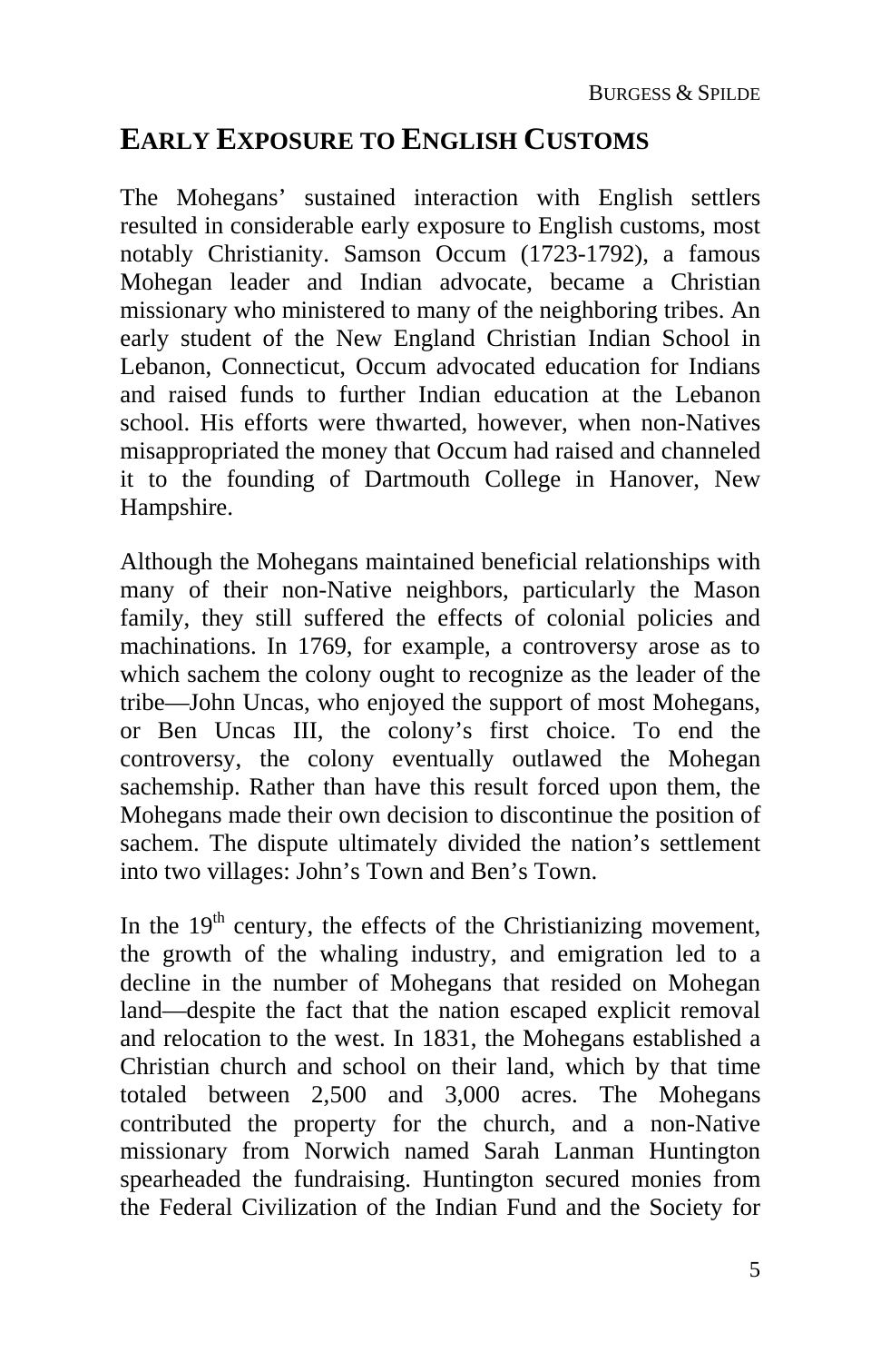## EARLY EXPOSURE TO ENGLISH CUSTOMS

The Mohegans' sustained interaction with English settlers resulted in considerable early exposure to English customs, most notably Christianity. Samson Occum (1723-1792), a famous Mohegan leader and Indian advocate, became a Christian missionary who ministered to many of the neighboring tribes. An early student of the New England Christian Indian School in Lebanon, Connecticut, Occum advocated education for Indians and raised funds to further Indian education at the Lebanon school. His efforts were thwarted, however, when non-Natives misappropriated the money that Occum had raised and channeled it to the founding of Dartmouth College in Hanover, New Hampshire.

Although the Mohegans maintained beneficial relationships with many of their non-Native neighbors, particularly the Mason family, they still suffered the effects of colonial policies and machinations. In 1769, for example, a controversy arose as to which sachem the colony ought to recognize as the leader of the tribe—John Uncas, who enjoyed the support of most Mohegans, or Ben Uncas III, the colony's first choice. To end the controversy, the colony eventually outlawed the Mohegan sachemship. Rather than have this result forced upon them, the Mohegans made their own decision to discontinue the position of sachem. The dispute ultimately divided the nation's settlement into two villages: John's Town and Ben's Town.

In the 19th century, the effects of the Christianizing movement, the growth of the whaling industry, and emigration led to a decline in the number of Mohegans that resided on Mohegan land—despite the fact that the nation escaped explicit removal and relocation to the west. In 1831, the Mohegans established a Christian church and school on their land, which by that time totaled between 2,500 and 3,000 acres. The Mohegans contributed the property for the church, and a non-Native missionary from Norwich named Sarah Lanman Huntington spearheaded the fundraising. Huntington secured monies from the Federal Civilization of the Indian Fund and the Society for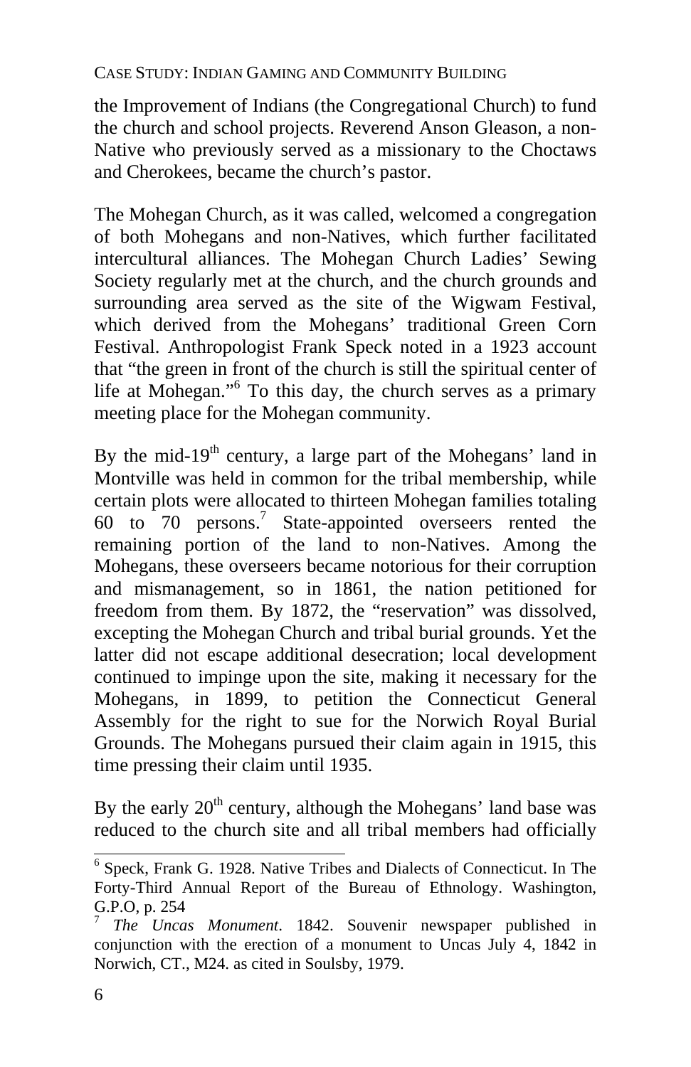the Improvement of Indians (the Congregational Church) to fund the church and school projects. Reverend Anson Gleason, a non-Native who previously served as a missionary to the Choctaws and Cherokees, became the church's pastor.

The Mohegan Church, as it was called, welcomed a congregation of both Mohegans and non-Natives, which further facilitated intercultural alliances. The Mohegan Church Ladies' Sewing Society regularly met at the church, and the church grounds and surrounding area served as the site of the Wigwam Festival, which derived from the Mohegans' traditional Green Corn Festival. Anthropologist Frank Speck noted in a 1923 account that "the green in front of the church is still the spiritual center of life at Mohegan."[6] To this day, the church serves as a primary meeting place for the Mohegan community.

By the mid-19th century, a large part of the Mohegans' land in Montville was held in common for the tribal membership, while certain plots were allocated to thirteen Mohegan families totaling 60 to 70 persons.[7] State-appointed overseers rented the remaining portion of the land to non-Natives. Among the Mohegans, these overseers became notorious for their corruption and mismanagement, so in 1861, the nation petitioned for freedom from them. By 1872, the "reservation" was dissolved, excepting the Mohegan Church and tribal burial grounds. Yet the latter did not escape additional desecration; local development continued to impinge upon the site, making it necessary for the Mohegans, in 1899, to petition the Connecticut General Assembly for the right to sue for the Norwich Royal Burial Grounds. The Mohegans pursued their claim again in 1915, this time pressing their claim until 1935.

By the early 20th century, although the Mohegans' land base was reduced to the church site and all tribal members had officially

---

[6] Speck, Frank G. 1928. Native Tribes and Dialects of Connecticut. In The Forty-Third Annual Report of the Bureau of Ethnology. Washington, G.P.O, p. 254

[7] *The Uncas Monument*. 1842. Souvenir newspaper published in conjunction with the erection of a monument to Uncas July 4, 1842 in Norwich, CT., M24. as cited in Soulsby, 1979.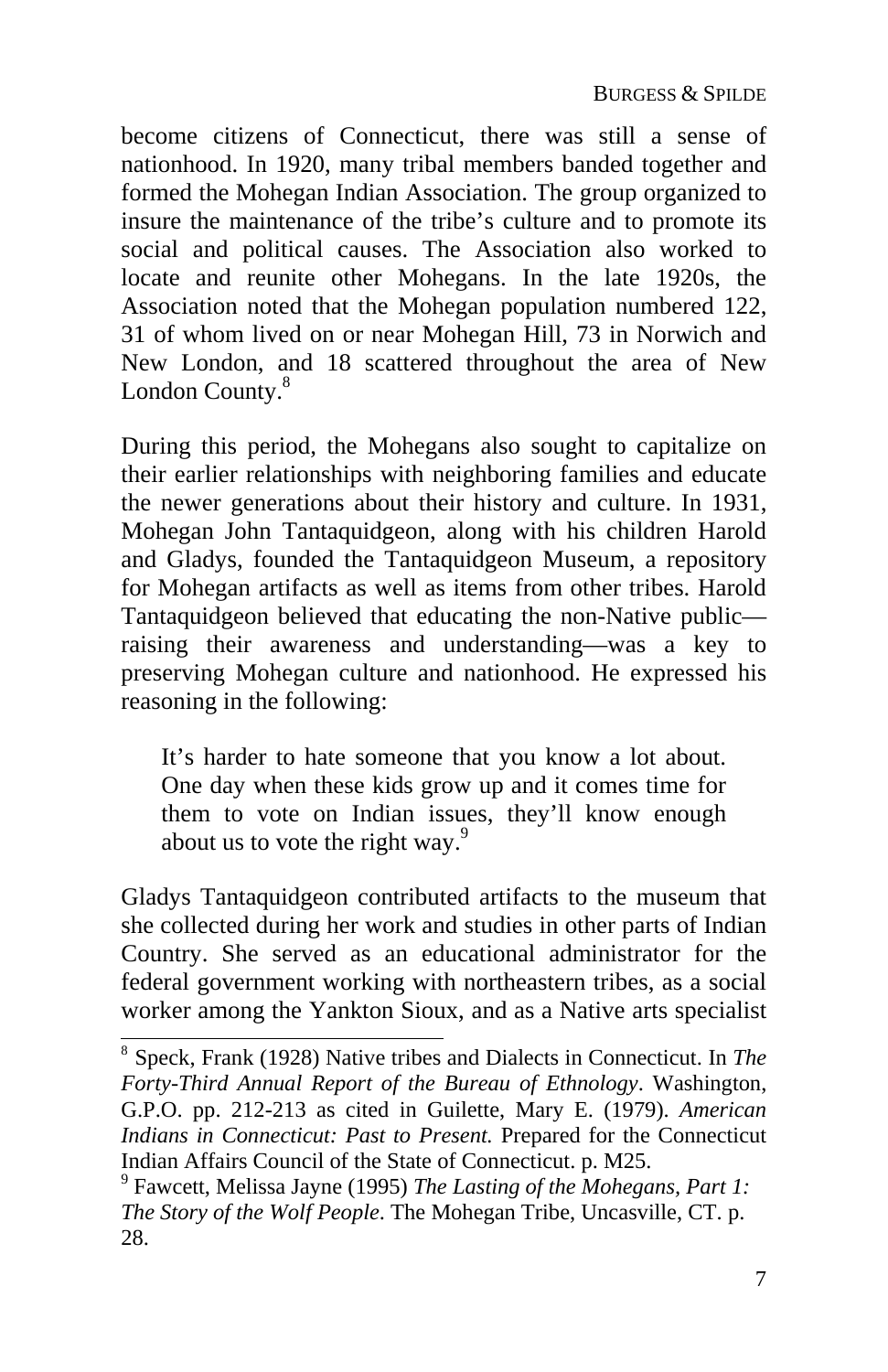become citizens of Connecticut, there was still a sense of nationhood. In 1920, many tribal members banded together and formed the Mohegan Indian Association. The group organized to insure the maintenance of the tribe's culture and to promote its social and political causes. The Association also worked to locate and reunite other Mohegans. In the late 1920s, the Association noted that the Mohegan population numbered 122, 31 of whom lived on or near Mohegan Hill, 73 in Norwich and New London, and 18 scattered throughout the area of New London County.[8]

During this period, the Mohegans also sought to capitalize on their earlier relationships with neighboring families and educate the newer generations about their history and culture. In 1931, Mohegan John Tantaquidgeon, along with his children Harold and Gladys, founded the Tantaquidgeon Museum, a repository for Mohegan artifacts as well as items from other tribes. Harold Tantaquidgeon believed that educating the non-Native public—raising their awareness and understanding—was a key to preserving Mohegan culture and nationhood. He expressed his reasoning in the following:

> It's harder to hate someone that you know a lot about. One day when these kids grow up and it comes time for them to vote on Indian issues, they'll know enough about us to vote the right way.[9]

Gladys Tantaquidgeon contributed artifacts to the museum that she collected during her work and studies in other parts of Indian Country. She served as an educational administrator for the federal government working with northeastern tribes, as a social worker among the Yankton Sioux, and as a Native arts specialist

---

[8] Speck, Frank (1928) Native tribes and Dialects in Connecticut. In *The Forty-Third Annual Report of the Bureau of Ethnology*. Washington, G.P.O. pp. 212-213 as cited in Guilette, Mary E. (1979). *American Indians in Connecticut: Past to Present.* Prepared for the Connecticut Indian Affairs Council of the State of Connecticut. p. M25.

[9] Fawcett, Melissa Jayne (1995) *The Lasting of the Mohegans, Part 1: The Story of the Wolf People*. The Mohegan Tribe, Uncasville, CT. p. 28.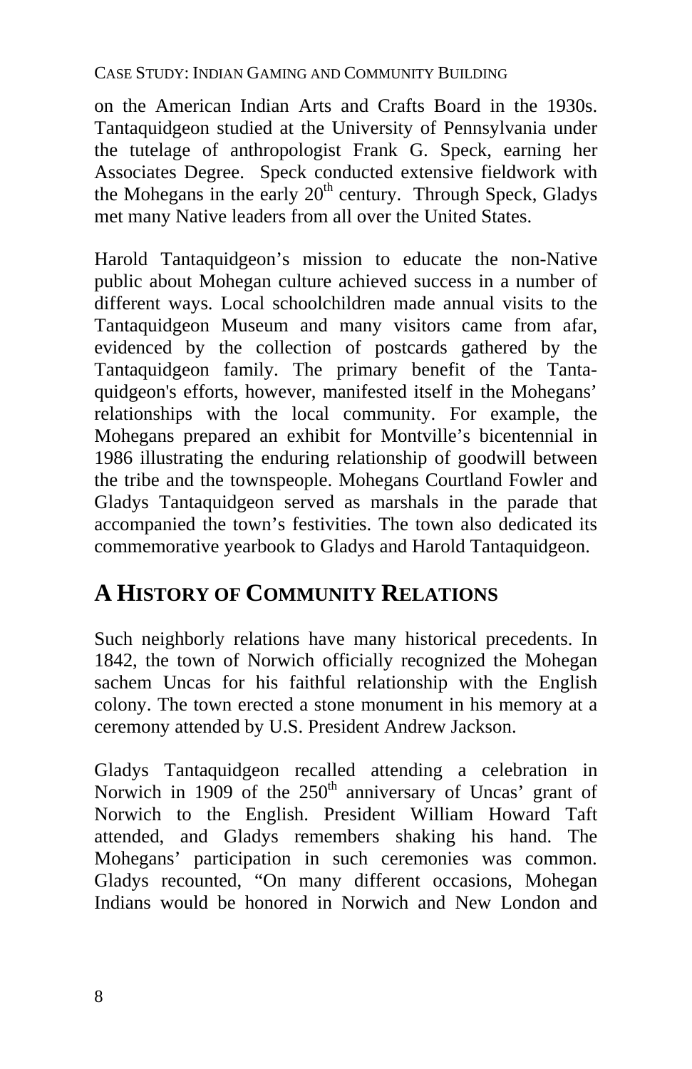on the American Indian Arts and Crafts Board in the 1930s. Tantaquidgeon studied at the University of Pennsylvania under the tutelage of anthropologist Frank G. Speck, earning her Associates Degree. Speck conducted extensive fieldwork with the Mohegans in the early 20th century. Through Speck, Gladys met many Native leaders from all over the United States.

Harold Tantaquidgeon's mission to educate the non-Native public about Mohegan culture achieved success in a number of different ways. Local schoolchildren made annual visits to the Tantaquidgeon Museum and many visitors came from afar, evidenced by the collection of postcards gathered by the Tantaquidgeon family. The primary benefit of the Tantaquidgeon's efforts, however, manifested itself in the Mohegans' relationships with the local community. For example, the Mohegans prepared an exhibit for Montville's bicentennial in 1986 illustrating the enduring relationship of goodwill between the tribe and the townspeople. Mohegans Courtland Fowler and Gladys Tantaquidgeon served as marshals in the parade that accompanied the town's festivities. The town also dedicated its commemorative yearbook to Gladys and Harold Tantaquidgeon.

## A HISTORY OF COMMUNITY RELATIONS

Such neighborly relations have many historical precedents. In 1842, the town of Norwich officially recognized the Mohegan sachem Uncas for his faithful relationship with the English colony. The town erected a stone monument in his memory at a ceremony attended by U.S. President Andrew Jackson.

Gladys Tantaquidgeon recalled attending a celebration in Norwich in 1909 of the 250th anniversary of Uncas' grant of Norwich to the English. President William Howard Taft attended, and Gladys remembers shaking his hand. The Mohegans' participation in such ceremonies was common. Gladys recounted, "On many different occasions, Mohegan Indians would be honored in Norwich and New London and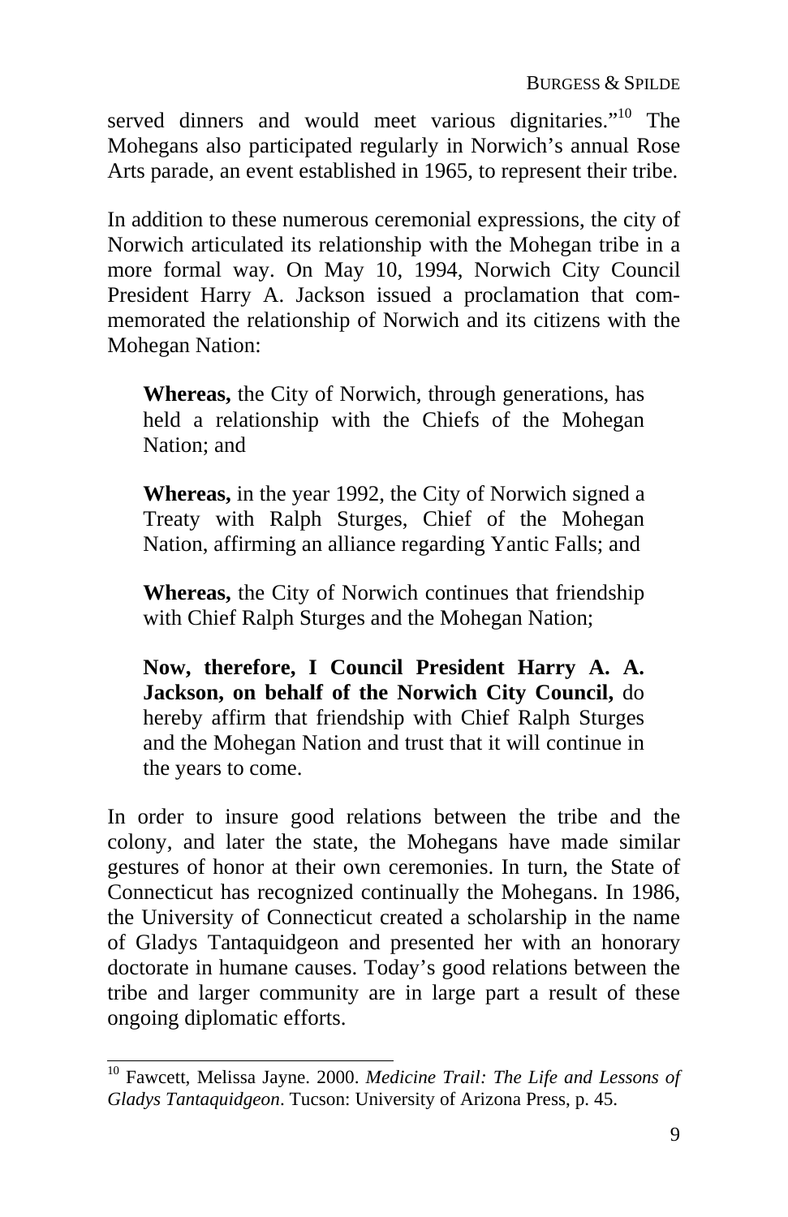served dinners and would meet various dignitaries."[10] The Mohegans also participated regularly in Norwich's annual Rose Arts parade, an event established in 1965, to represent their tribe.

In addition to these numerous ceremonial expressions, the city of Norwich articulated its relationship with the Mohegan tribe in a more formal way. On May 10, 1994, Norwich City Council President Harry A. Jackson issued a proclamation that commemorated the relationship of Norwich and its citizens with the Mohegan Nation:

> **Whereas,** the City of Norwich, through generations, has held a relationship with the Chiefs of the Mohegan Nation; and
>
> **Whereas,** in the year 1992, the City of Norwich signed a Treaty with Ralph Sturges, Chief of the Mohegan Nation, affirming an alliance regarding Yantic Falls; and
>
> **Whereas,** the City of Norwich continues that friendship with Chief Ralph Sturges and the Mohegan Nation;
>
> **Now, therefore, I Council President Harry A. A. Jackson, on behalf of the Norwich City Council,** do hereby affirm that friendship with Chief Ralph Sturges and the Mohegan Nation and trust that it will continue in the years to come.

In order to insure good relations between the tribe and the colony, and later the state, the Mohegans have made similar gestures of honor at their own ceremonies. In turn, the State of Connecticut has recognized continually the Mohegans. In 1986, the University of Connecticut created a scholarship in the name of Gladys Tantaquidgeon and presented her with an honorary doctorate in humane causes. Today's good relations between the tribe and larger community are in large part a result of these ongoing diplomatic efforts.

---

[10] Fawcett, Melissa Jayne. 2000. *Medicine Trail: The Life and Lessons of Gladys Tantaquidgeon*. Tucson: University of Arizona Press, p. 45.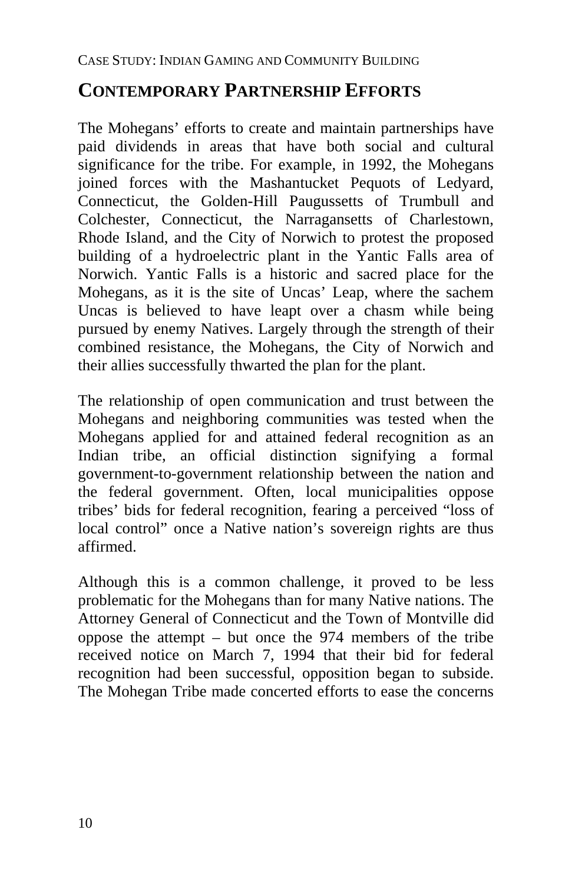## CONTEMPORARY PARTNERSHIP EFFORTS

The Mohegans' efforts to create and maintain partnerships have paid dividends in areas that have both social and cultural significance for the tribe. For example, in 1992, the Mohegans joined forces with the Mashantucket Pequots of Ledyard, Connecticut, the Golden-Hill Paugussetts of Trumbull and Colchester, Connecticut, the Narragansetts of Charlestown, Rhode Island, and the City of Norwich to protest the proposed building of a hydroelectric plant in the Yantic Falls area of Norwich. Yantic Falls is a historic and sacred place for the Mohegans, as it is the site of Uncas' Leap, where the sachem Uncas is believed to have leapt over a chasm while being pursued by enemy Natives. Largely through the strength of their combined resistance, the Mohegans, the City of Norwich and their allies successfully thwarted the plan for the plant.

The relationship of open communication and trust between the Mohegans and neighboring communities was tested when the Mohegans applied for and attained federal recognition as an Indian tribe, an official distinction signifying a formal government-to-government relationship between the nation and the federal government. Often, local municipalities oppose tribes' bids for federal recognition, fearing a perceived "loss of local control" once a Native nation's sovereign rights are thus affirmed.

Although this is a common challenge, it proved to be less problematic for the Mohegans than for many Native nations. The Attorney General of Connecticut and the Town of Montville did oppose the attempt – but once the 974 members of the tribe received notice on March 7, 1994 that their bid for federal recognition had been successful, opposition began to subside. The Mohegan Tribe made concerted efforts to ease the concerns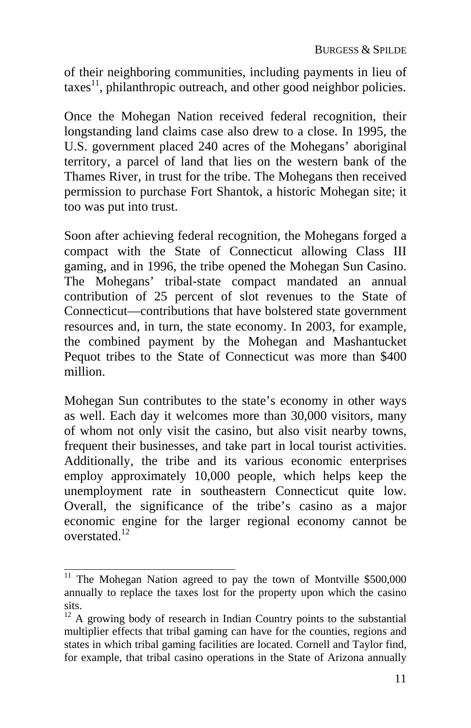of their neighboring communities, including payments in lieu of taxes[11], philanthropic outreach, and other good neighbor policies.

Once the Mohegan Nation received federal recognition, their longstanding land claims case also drew to a close. In 1995, the U.S. government placed 240 acres of the Mohegans' aboriginal territory, a parcel of land that lies on the western bank of the Thames River, in trust for the tribe. The Mohegans then received permission to purchase Fort Shantok, a historic Mohegan site; it too was put into trust.

Soon after achieving federal recognition, the Mohegans forged a compact with the State of Connecticut allowing Class III gaming, and in 1996, the tribe opened the Mohegan Sun Casino. The Mohegans' tribal-state compact mandated an annual contribution of 25 percent of slot revenues to the State of Connecticut—contributions that have bolstered state government resources and, in turn, the state economy. In 2003, for example, the combined payment by the Mohegan and Mashantucket Pequot tribes to the State of Connecticut was more than $400 million.

Mohegan Sun contributes to the state's economy in other ways as well. Each day it welcomes more than 30,000 visitors, many of whom not only visit the casino, but also visit nearby towns, frequent their businesses, and take part in local tourist activities. Additionally, the tribe and its various economic enterprises employ approximately 10,000 people, which helps keep the unemployment rate in southeastern Connecticut quite low. Overall, the significance of the tribe's casino as a major economic engine for the larger regional economy cannot be overstated.[12]

---

[11] The Mohegan Nation agreed to pay the town of Montville $500,000 annually to replace the taxes lost for the property upon which the casino sits.

[12] A growing body of research in Indian Country points to the substantial multiplier effects that tribal gaming can have for the counties, regions and states in which tribal gaming facilities are located. Cornell and Taylor find, for example, that tribal casino operations in the State of Arizona annually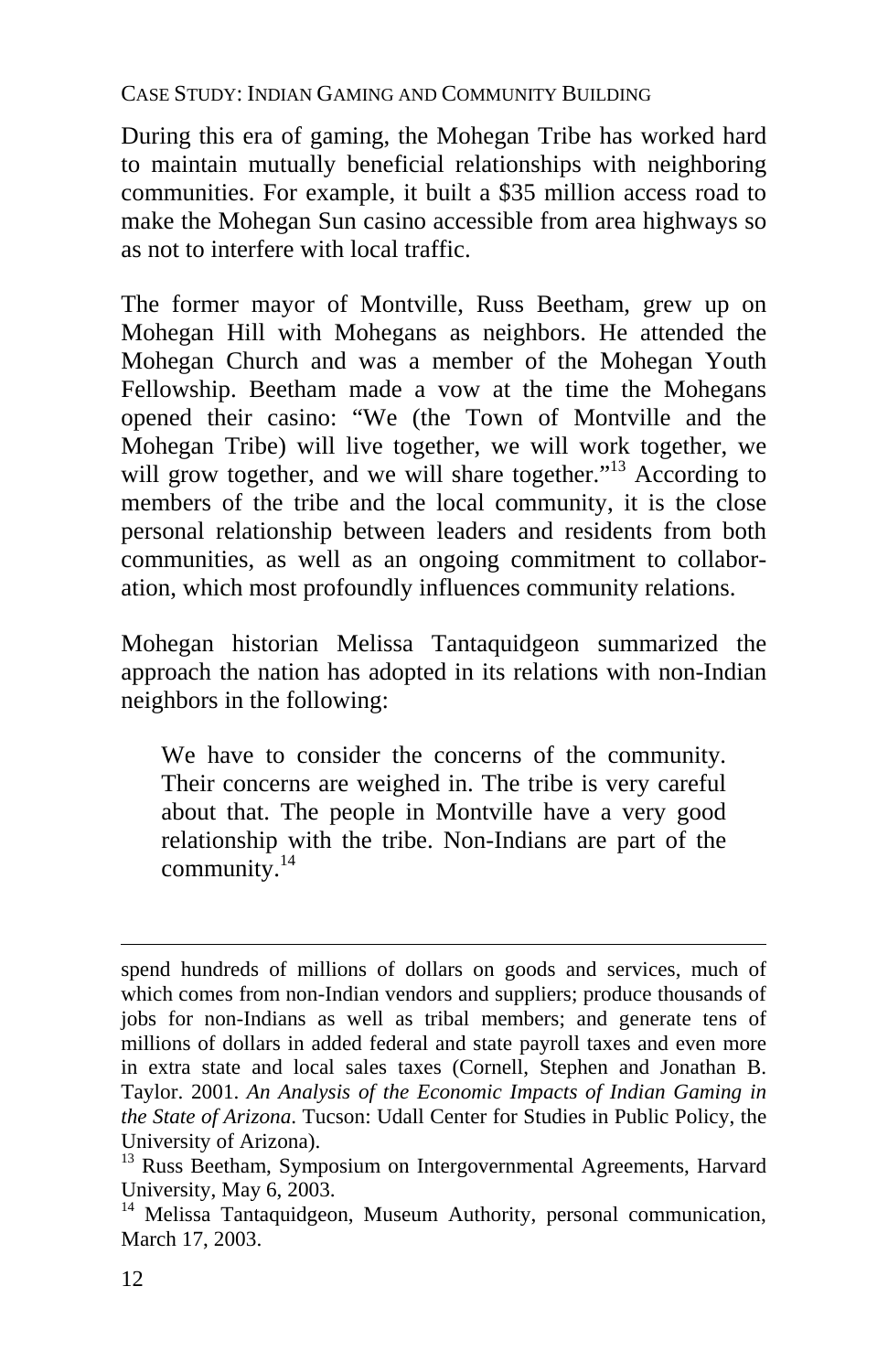During this era of gaming, the Mohegan Tribe has worked hard to maintain mutually beneficial relationships with neighboring communities. For example, it built a $35 million access road to make the Mohegan Sun casino accessible from area highways so as not to interfere with local traffic.

The former mayor of Montville, Russ Beetham, grew up on Mohegan Hill with Mohegans as neighbors. He attended the Mohegan Church and was a member of the Mohegan Youth Fellowship. Beetham made a vow at the time the Mohegans opened their casino: "We (the Town of Montville and the Mohegan Tribe) will live together, we will work together, we will grow together, and we will share together."[13] According to members of the tribe and the local community, it is the close personal relationship between leaders and residents from both communities, as well as an ongoing commitment to collaboration, which most profoundly influences community relations.

Mohegan historian Melissa Tantaquidgeon summarized the approach the nation has adopted in its relations with non-Indian neighbors in the following:

> We have to consider the concerns of the community. Their concerns are weighed in. The tribe is very careful about that. The people in Montville have a very good relationship with the tribe. Non-Indians are part of the community.[14]

---

spend hundreds of millions of dollars on goods and services, much of which comes from non-Indian vendors and suppliers; produce thousands of jobs for non-Indians as well as tribal members; and generate tens of millions of dollars in added federal and state payroll taxes and even more in extra state and local sales taxes (Cornell, Stephen and Jonathan B. Taylor. 2001. *An Analysis of the Economic Impacts of Indian Gaming in the State of Arizona*. Tucson: Udall Center for Studies in Public Policy, the University of Arizona).

[13] Russ Beetham, Symposium on Intergovernmental Agreements, Harvard University, May 6, 2003.

[14] Melissa Tantaquidgeon, Museum Authority, personal communication, March 17, 2003.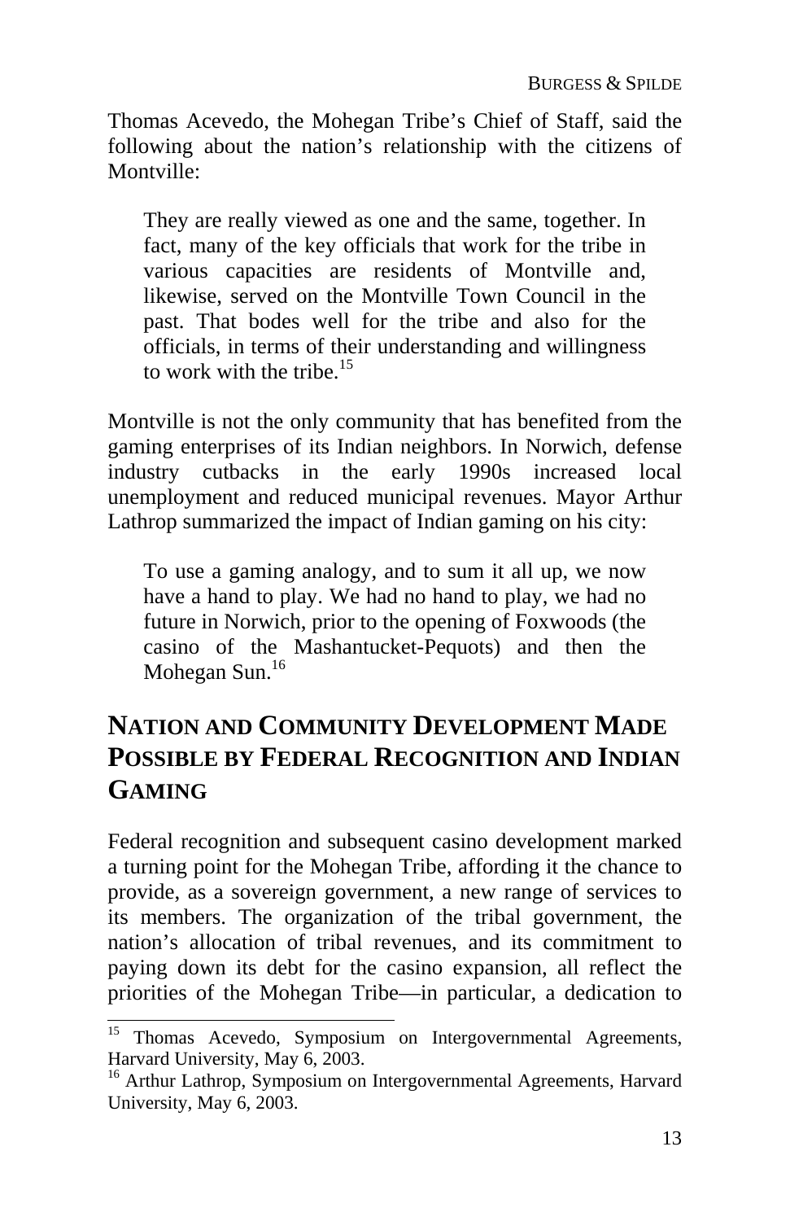Thomas Acevedo, the Mohegan Tribe's Chief of Staff, said the following about the nation's relationship with the citizens of Montville:

> They are really viewed as one and the same, together. In fact, many of the key officials that work for the tribe in various capacities are residents of Montville and, likewise, served on the Montville Town Council in the past. That bodes well for the tribe and also for the officials, in terms of their understanding and willingness to work with the tribe.[15]

Montville is not the only community that has benefited from the gaming enterprises of its Indian neighbors. In Norwich, defense industry cutbacks in the early 1990s increased local unemployment and reduced municipal revenues. Mayor Arthur Lathrop summarized the impact of Indian gaming on his city:

> To use a gaming analogy, and to sum it all up, we now have a hand to play. We had no hand to play, we had no future in Norwich, prior to the opening of Foxwoods (the casino of the Mashantucket-Pequots) and then the Mohegan Sun.[16]

## NATION AND COMMUNITY DEVELOPMENT MADE POSSIBLE BY FEDERAL RECOGNITION AND INDIAN GAMING

Federal recognition and subsequent casino development marked a turning point for the Mohegan Tribe, affording it the chance to provide, as a sovereign government, a new range of services to its members. The organization of the tribal government, the nation's allocation of tribal revenues, and its commitment to paying down its debt for the casino expansion, all reflect the priorities of the Mohegan Tribe—in particular, a dedication to

---

[15] Thomas Acevedo, Symposium on Intergovernmental Agreements, Harvard University, May 6, 2003.

[16] Arthur Lathrop, Symposium on Intergovernmental Agreements, Harvard University, May 6, 2003.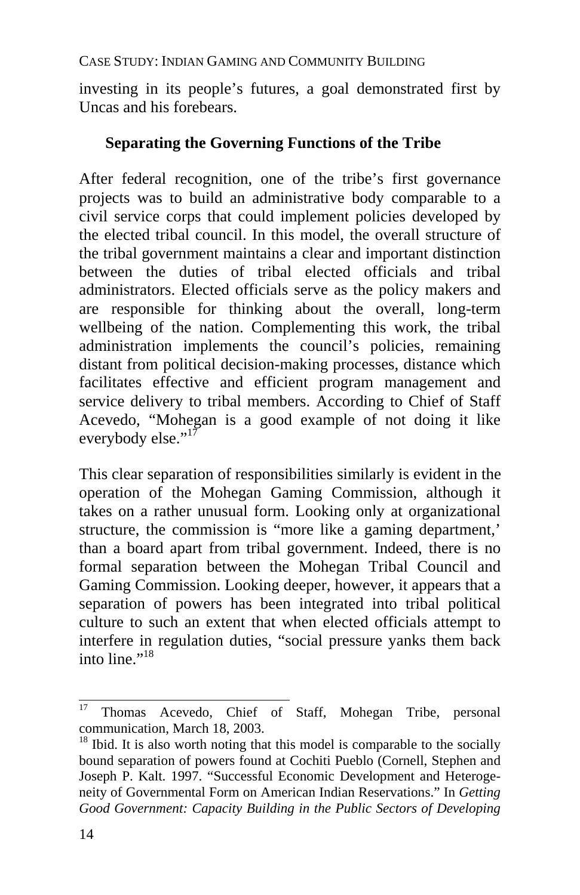investing in its people's futures, a goal demonstrated first by Uncas and his forebears.

## Separating the Governing Functions of the Tribe

After federal recognition, one of the tribe's first governance projects was to build an administrative body comparable to a civil service corps that could implement policies developed by the elected tribal council. In this model, the overall structure of the tribal government maintains a clear and important distinction between the duties of tribal elected officials and tribal administrators. Elected officials serve as the policy makers and are responsible for thinking about the overall, long-term wellbeing of the nation. Complementing this work, the tribal administration implements the council's policies, remaining distant from political decision-making processes, distance which facilitates effective and efficient program management and service delivery to tribal members. According to Chief of Staff Acevedo, "Mohegan is a good example of not doing it like everybody else."[17]

This clear separation of responsibilities similarly is evident in the operation of the Mohegan Gaming Commission, although it takes on a rather unusual form. Looking only at organizational structure, the commission is "more like a gaming department,' than a board apart from tribal government. Indeed, there is no formal separation between the Mohegan Tribal Council and Gaming Commission. Looking deeper, however, it appears that a separation of powers has been integrated into tribal political culture to such an extent that when elected officials attempt to interfere in regulation duties, "social pressure yanks them back into line."[18]

---

[17] Thomas Acevedo, Chief of Staff, Mohegan Tribe, personal communication, March 18, 2003.

[18] Ibid. It is also worth noting that this model is comparable to the socially bound separation of powers found at Cochiti Pueblo (Cornell, Stephen and Joseph P. Kalt. 1997. "Successful Economic Development and Heterogeneity of Governmental Form on American Indian Reservations." In *Getting Good Government: Capacity Building in the Public Sectors of Developing*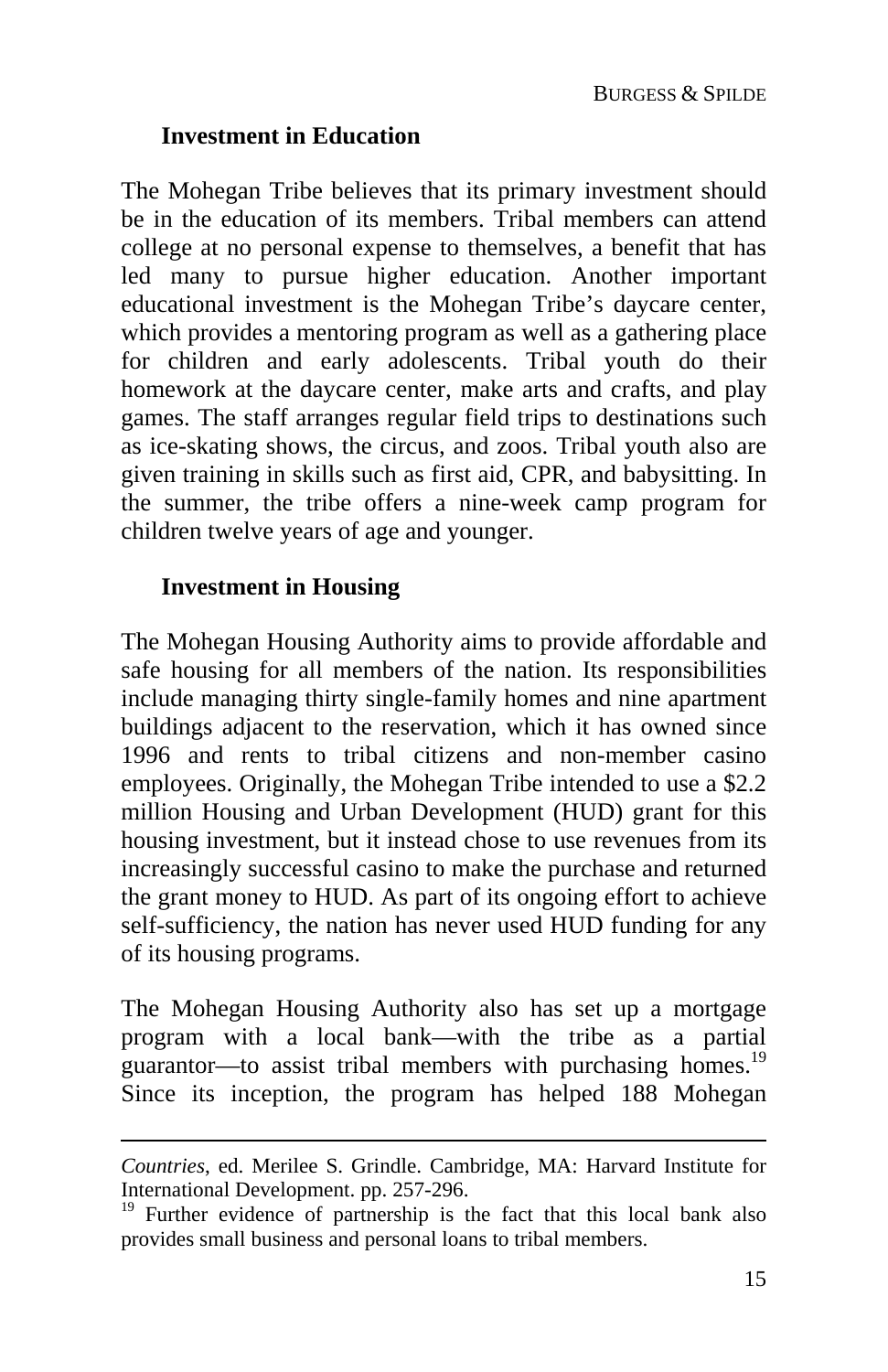### Investment in Education

The Mohegan Tribe believes that its primary investment should be in the education of its members. Tribal members can attend college at no personal expense to themselves, a benefit that has led many to pursue higher education. Another important educational investment is the Mohegan Tribe's daycare center, which provides a mentoring program as well as a gathering place for children and early adolescents. Tribal youth do their homework at the daycare center, make arts and crafts, and play games. The staff arranges regular field trips to destinations such as ice-skating shows, the circus, and zoos. Tribal youth also are given training in skills such as first aid, CPR, and babysitting. In the summer, the tribe offers a nine-week camp program for children twelve years of age and younger.

### Investment in Housing

The Mohegan Housing Authority aims to provide affordable and safe housing for all members of the nation. Its responsibilities include managing thirty single-family homes and nine apartment buildings adjacent to the reservation, which it has owned since 1996 and rents to tribal citizens and non-member casino employees. Originally, the Mohegan Tribe intended to use a $2.2 million Housing and Urban Development (HUD) grant for this housing investment, but it instead chose to use revenues from its increasingly successful casino to make the purchase and returned the grant money to HUD. As part of its ongoing effort to achieve self-sufficiency, the nation has never used HUD funding for any of its housing programs.

The Mohegan Housing Authority also has set up a mortgage program with a local bank—with the tribe as a partial guarantor—to assist tribal members with purchasing homes.[19] Since its inception, the program has helped 188 Mohegan

---

*Countries*, ed. Merilee S. Grindle. Cambridge, MA: Harvard Institute for International Development. pp. 257-296.

[19] Further evidence of partnership is the fact that this local bank also provides small business and personal loans to tribal members.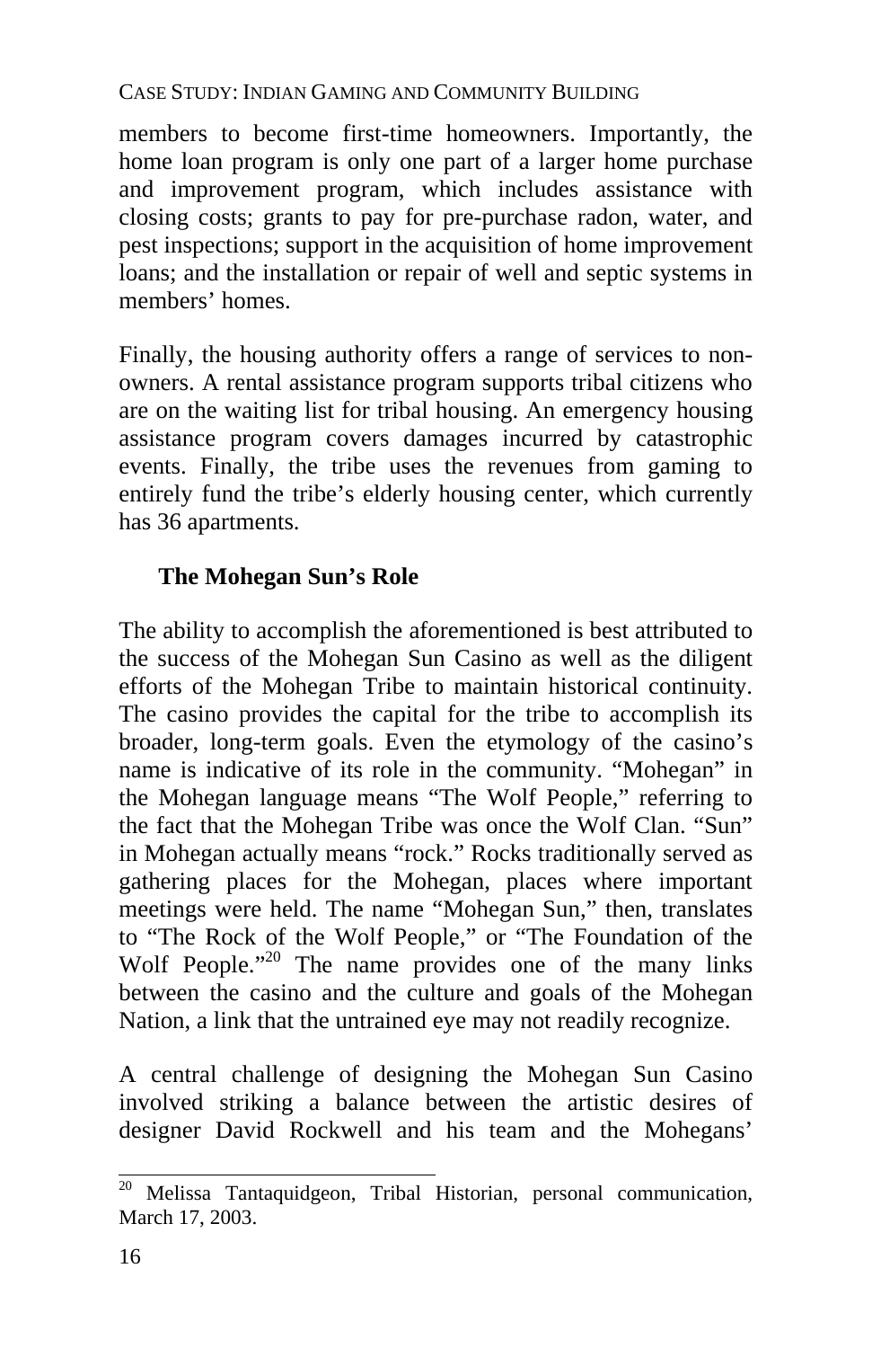members to become first-time homeowners. Importantly, the home loan program is only one part of a larger home purchase and improvement program, which includes assistance with closing costs; grants to pay for pre-purchase radon, water, and pest inspections; support in the acquisition of home improvement loans; and the installation or repair of well and septic systems in members' homes.

Finally, the housing authority offers a range of services to non-owners. A rental assistance program supports tribal citizens who are on the waiting list for tribal housing. An emergency housing assistance program covers damages incurred by catastrophic events. Finally, the tribe uses the revenues from gaming to entirely fund the tribe's elderly housing center, which currently has 36 apartments.

### The Mohegan Sun's Role

The ability to accomplish the aforementioned is best attributed to the success of the Mohegan Sun Casino as well as the diligent efforts of the Mohegan Tribe to maintain historical continuity. The casino provides the capital for the tribe to accomplish its broader, long-term goals. Even the etymology of the casino's name is indicative of its role in the community. "Mohegan" in the Mohegan language means "The Wolf People," referring to the fact that the Mohegan Tribe was once the Wolf Clan. "Sun" in Mohegan actually means "rock." Rocks traditionally served as gathering places for the Mohegan, places where important meetings were held. The name "Mohegan Sun," then, translates to "The Rock of the Wolf People," or "The Foundation of the Wolf People."[20] The name provides one of the many links between the casino and the culture and goals of the Mohegan Nation, a link that the untrained eye may not readily recognize.

A central challenge of designing the Mohegan Sun Casino involved striking a balance between the artistic desires of designer David Rockwell and his team and the Mohegans'

[20] Melissa Tantaquidgeon, Tribal Historian, personal communication, March 17, 2003.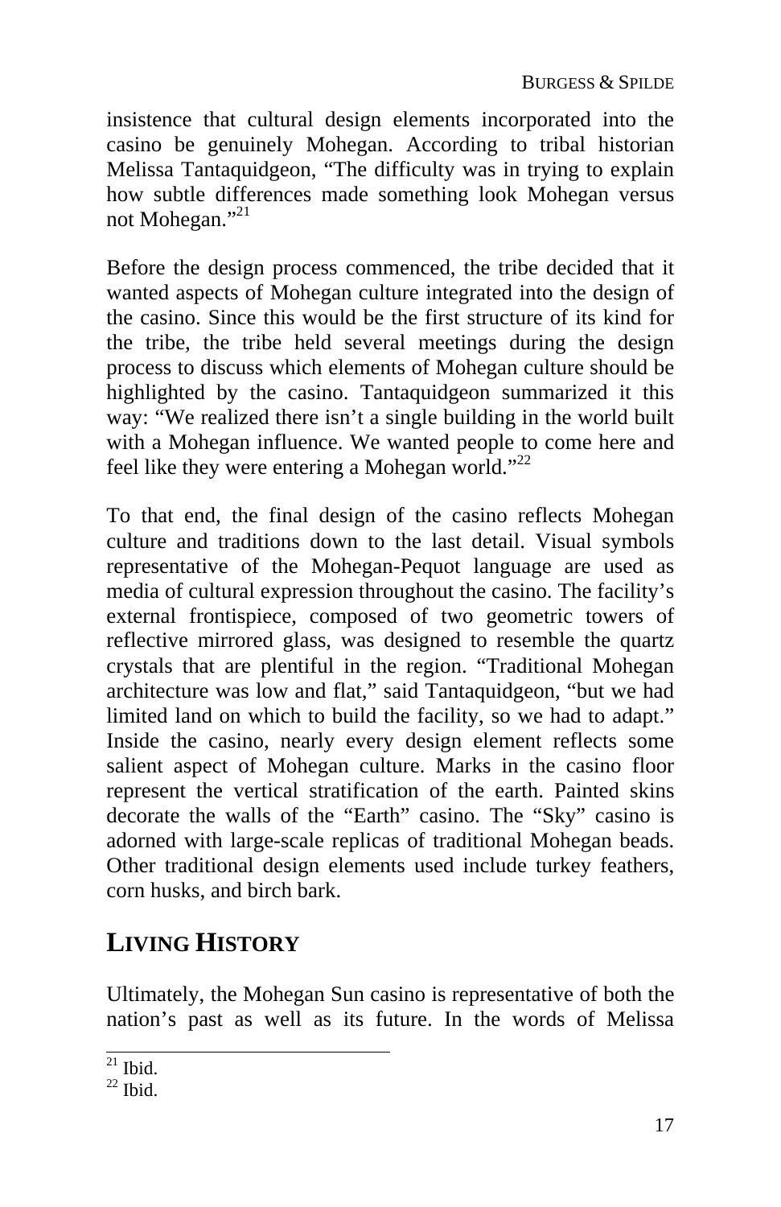insistence that cultural design elements incorporated into the casino be genuinely Mohegan. According to tribal historian Melissa Tantaquidgeon, "The difficulty was in trying to explain how subtle differences made something look Mohegan versus not Mohegan."[21]

Before the design process commenced, the tribe decided that it wanted aspects of Mohegan culture integrated into the design of the casino. Since this would be the first structure of its kind for the tribe, the tribe held several meetings during the design process to discuss which elements of Mohegan culture should be highlighted by the casino. Tantaquidgeon summarized it this way: "We realized there isn't a single building in the world built with a Mohegan influence. We wanted people to come here and feel like they were entering a Mohegan world."[22]

To that end, the final design of the casino reflects Mohegan culture and traditions down to the last detail. Visual symbols representative of the Mohegan-Pequot language are used as media of cultural expression throughout the casino. The facility's external frontispiece, composed of two geometric towers of reflective mirrored glass, was designed to resemble the quartz crystals that are plentiful in the region. "Traditional Mohegan architecture was low and flat," said Tantaquidgeon, "but we had limited land on which to build the facility, so we had to adapt." Inside the casino, nearly every design element reflects some salient aspect of Mohegan culture. Marks in the casino floor represent the vertical stratification of the earth. Painted skins decorate the walls of the "Earth" casino. The "Sky" casino is adorned with large-scale replicas of traditional Mohegan beads. Other traditional design elements used include turkey feathers, corn husks, and birch bark.

## LIVING HISTORY

Ultimately, the Mohegan Sun casino is representative of both the nation's past as well as its future. In the words of Melissa

[21] Ibid.

[22] Ibid.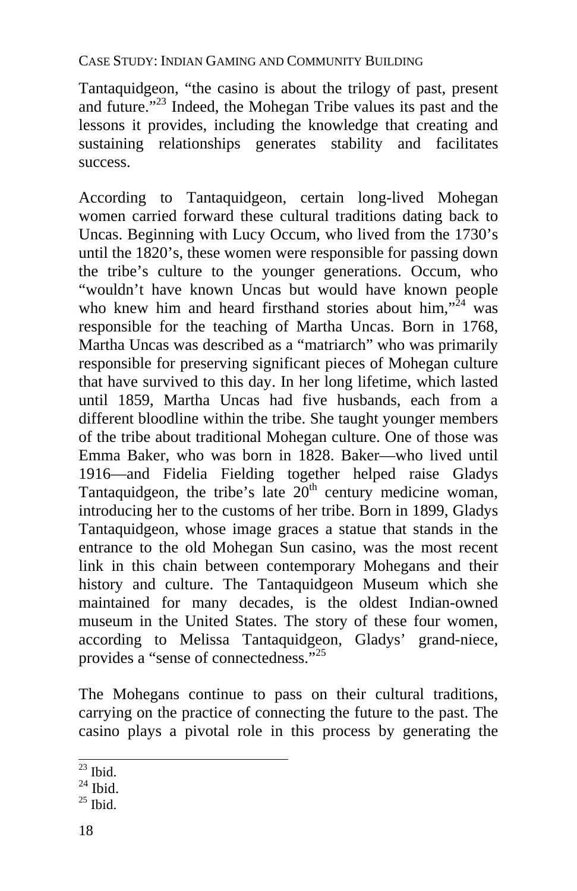Tantaquidgeon, “the casino is about the trilogy of past, present and future.”[23] Indeed, the Mohegan Tribe values its past and the lessons it provides, including the knowledge that creating and sustaining relationships generates stability and facilitates success.

According to Tantaquidgeon, certain long-lived Mohegan women carried forward these cultural traditions dating back to Uncas. Beginning with Lucy Occum, who lived from the 1730’s until the 1820’s, these women were responsible for passing down the tribe’s culture to the younger generations. Occum, who “wouldn’t have known Uncas but would have known people who knew him and heard firsthand stories about him,”[24] was responsible for the teaching of Martha Uncas. Born in 1768, Martha Uncas was described as a “matriarch” who was primarily responsible for preserving significant pieces of Mohegan culture that have survived to this day. In her long lifetime, which lasted until 1859, Martha Uncas had five husbands, each from a different bloodline within the tribe. She taught younger members of the tribe about traditional Mohegan culture. One of those was Emma Baker, who was born in 1828. Baker—who lived until 1916—and Fidelia Fielding together helped raise Gladys Tantaquidgeon, the tribe’s late 20th century medicine woman, introducing her to the customs of her tribe. Born in 1899, Gladys Tantaquidgeon, whose image graces a statue that stands in the entrance to the old Mohegan Sun casino, was the most recent link in this chain between contemporary Mohegans and their history and culture. The Tantaquidgeon Museum which she maintained for many decades, is the oldest Indian-owned museum in the United States. The story of these four women, according to Melissa Tantaquidgeon, Gladys’ grand-niece, provides a “sense of connectedness.”[25]

The Mohegans continue to pass on their cultural traditions, carrying on the practice of connecting the future to the past. The casino plays a pivotal role in this process by generating the

[23] Ibid.
[24] Ibid.
[25] Ibid.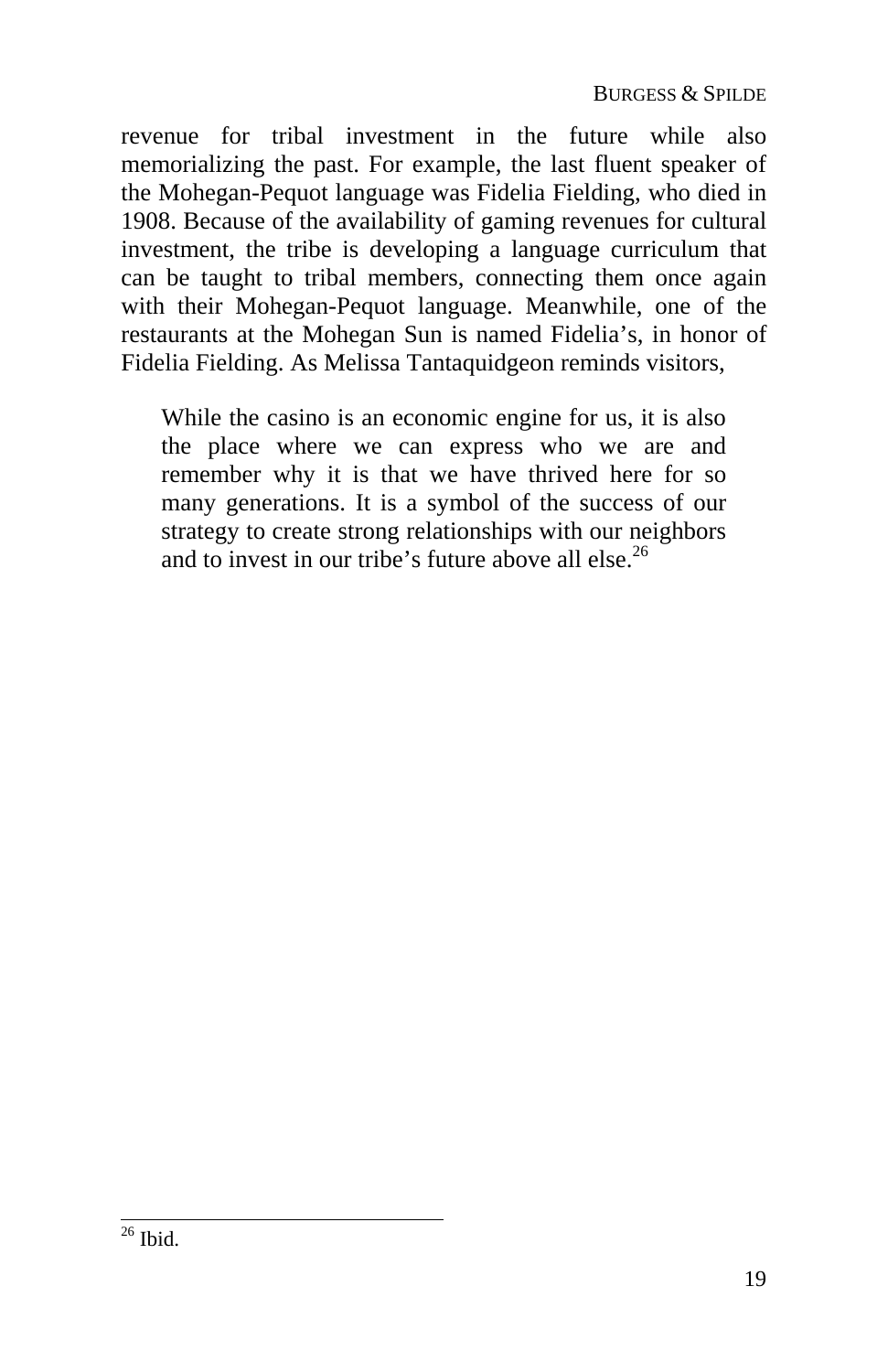revenue for tribal investment in the future while also memorializing the past. For example, the last fluent speaker of the Mohegan-Pequot language was Fidelia Fielding, who died in 1908. Because of the availability of gaming revenues for cultural investment, the tribe is developing a language curriculum that can be taught to tribal members, connecting them once again with their Mohegan-Pequot language. Meanwhile, one of the restaurants at the Mohegan Sun is named Fidelia's, in honor of Fidelia Fielding. As Melissa Tantaquidgeon reminds visitors,

> While the casino is an economic engine for us, it is also the place where we can express who we are and remember why it is that we have thrived here for so many generations. It is a symbol of the success of our strategy to create strong relationships with our neighbors and to invest in our tribe's future above all else.[26]

---

[26] Ibid.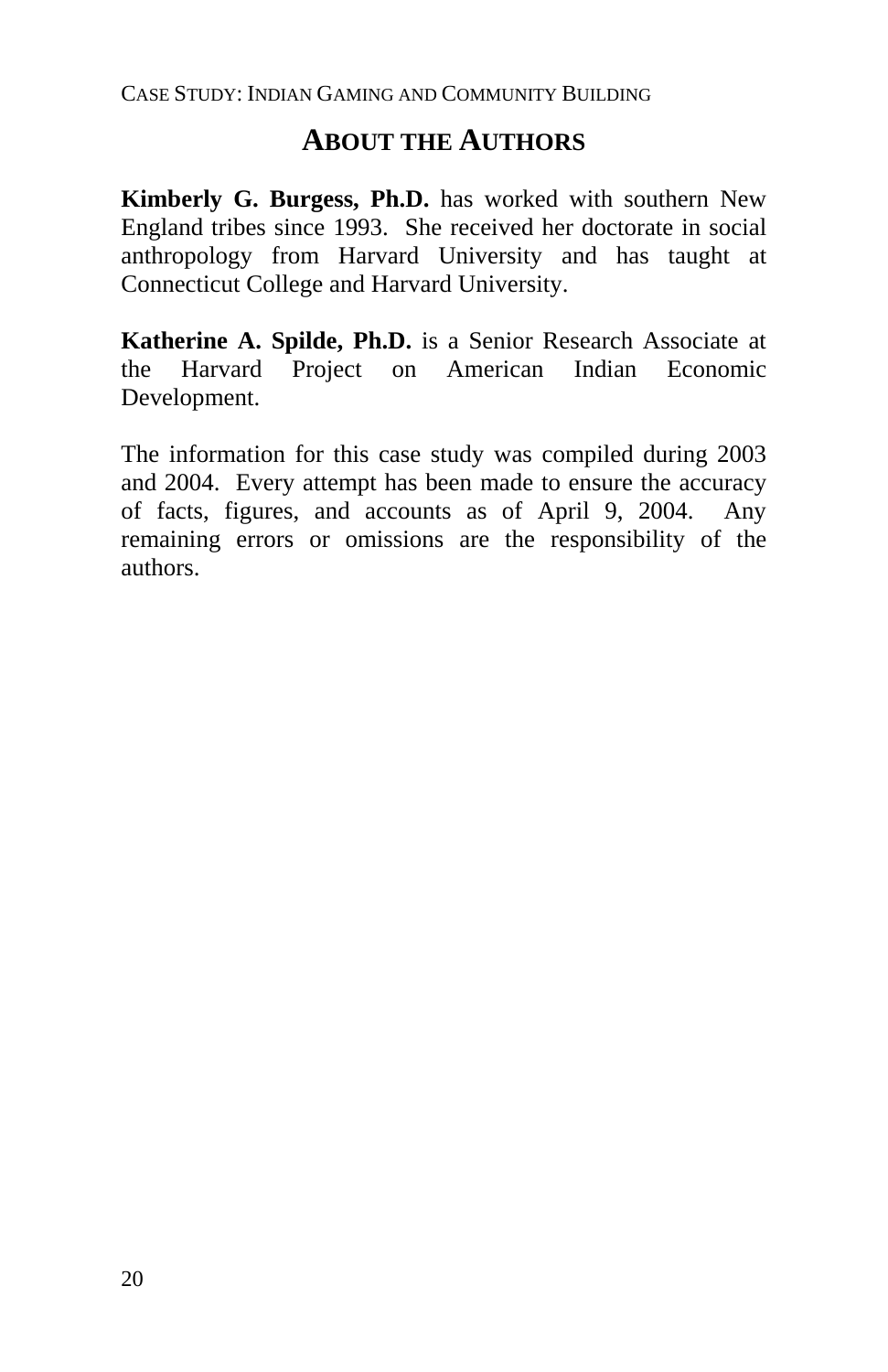## About the Authors

**Kimberly G. Burgess, Ph.D.** has worked with southern New England tribes since 1993. She received her doctorate in social anthropology from Harvard University and has taught at Connecticut College and Harvard University.

**Katherine A. Spilde, Ph.D.** is a Senior Research Associate at the Harvard Project on American Indian Economic Development.

The information for this case study was compiled during 2003 and 2004. Every attempt has been made to ensure the accuracy of facts, figures, and accounts as of April 9, 2004. Any remaining errors or omissions are the responsibility of the authors.